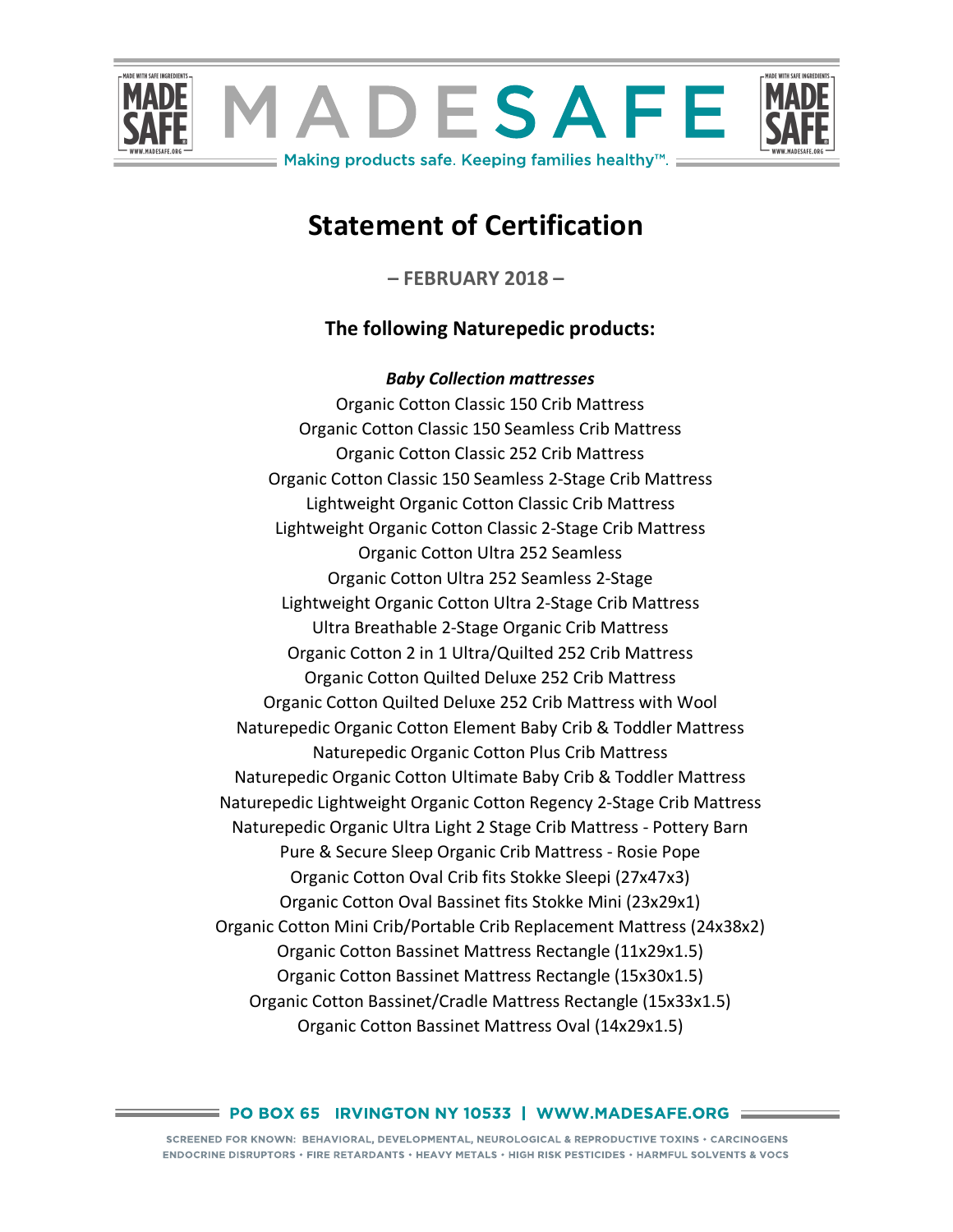# MADESAFE

Making products safe. Keeping families healthy™.

# Statement of Certification

**– FEBRUARY 2018 –**

## The following Naturepedic products:

***Baby Collection mattresses***

Organic Cotton Classic 150 Crib Mattress
Organic Cotton Classic 150 Seamless Crib Mattress
Organic Cotton Classic 252 Crib Mattress
Organic Cotton Classic 150 Seamless 2-Stage Crib Mattress
Lightweight Organic Cotton Classic Crib Mattress
Lightweight Organic Cotton Classic 2-Stage Crib Mattress
Organic Cotton Ultra 252 Seamless
Organic Cotton Ultra 252 Seamless 2-Stage
Lightweight Organic Cotton Ultra 2-Stage Crib Mattress
Ultra Breathable 2-Stage Organic Crib Mattress
Organic Cotton 2 in 1 Ultra/Quilted 252 Crib Mattress
Organic Cotton Quilted Deluxe 252 Crib Mattress
Organic Cotton Quilted Deluxe 252 Crib Mattress with Wool
Naturepedic Organic Cotton Element Baby Crib & Toddler Mattress
Naturepedic Organic Cotton Plus Crib Mattress
Naturepedic Organic Cotton Ultimate Baby Crib & Toddler Mattress
Naturepedic Lightweight Organic Cotton Regency 2-Stage Crib Mattress
Naturepedic Organic Ultra Light 2 Stage Crib Mattress - Pottery Barn
Pure & Secure Sleep Organic Crib Mattress - Rosie Pope
Organic Cotton Oval Crib fits Stokke Sleepi (27x47x3)
Organic Cotton Oval Bassinet fits Stokke Mini (23x29x1)
Organic Cotton Mini Crib/Portable Crib Replacement Mattress (24x38x2)
Organic Cotton Bassinet Mattress Rectangle (11x29x1.5)
Organic Cotton Bassinet Mattress Rectangle (15x30x1.5)
Organic Cotton Bassinet/Cradle Mattress Rectangle (15x33x1.5)
Organic Cotton Bassinet Mattress Oval (14x29x1.5)

PO BOX 65 IRVINGTON NY 10533 | WWW.MADESAFE.ORG

SCREENED FOR KNOWN: BEHAVIORAL, DEVELOPMENTAL, NEUROLOGICAL & REPRODUCTIVE TOXINS • CARCINOGENS
ENDOCRINE DISRUPTORS • FIRE RETARDANTS • HEAVY METALS • HIGH RISK PESTICIDES • HARMFUL SOLVENTS & VOCS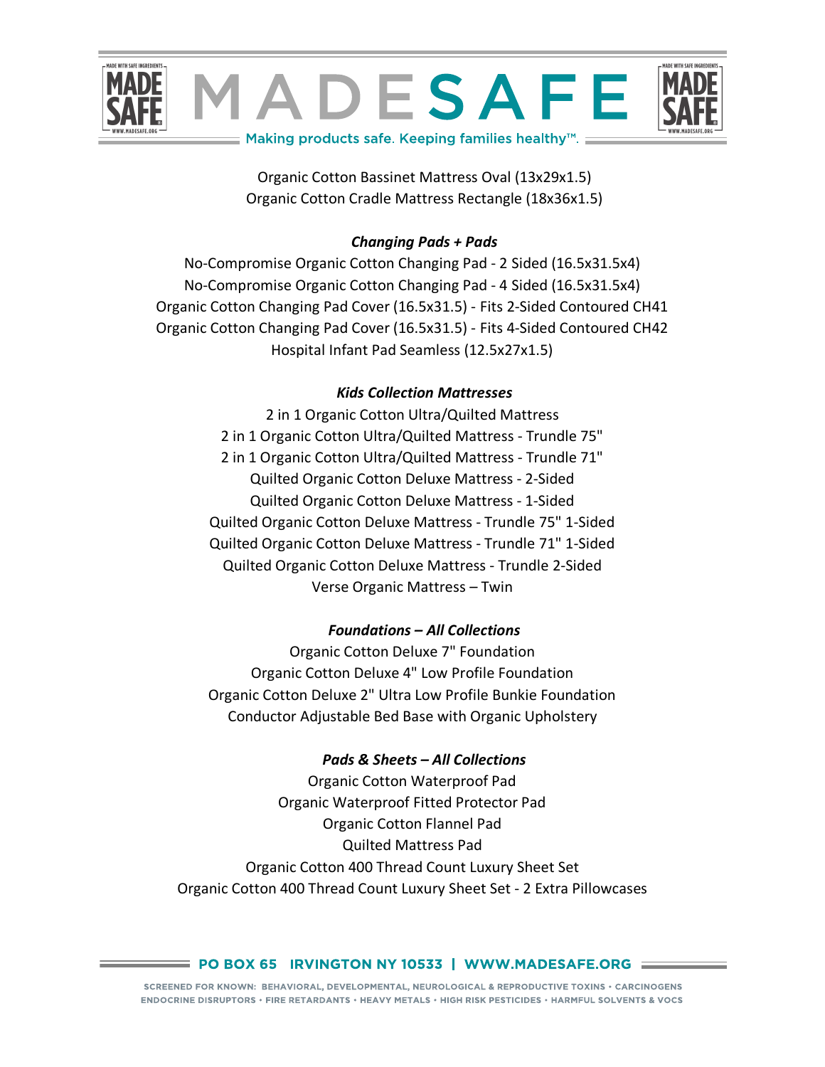Organic Cotton Bassinet Mattress Oval (13x29x1.5)
Organic Cotton Cradle Mattress Rectangle (18x36x1.5)

### *Changing Pads + Pads*

No-Compromise Organic Cotton Changing Pad - 2 Sided (16.5x31.5x4)
No-Compromise Organic Cotton Changing Pad - 4 Sided (16.5x31.5x4)
Organic Cotton Changing Pad Cover (16.5x31.5) - Fits 2-Sided Contoured CH41
Organic Cotton Changing Pad Cover (16.5x31.5) - Fits 4-Sided Contoured CH42
Hospital Infant Pad Seamless (12.5x27x1.5)

### *Kids Collection Mattresses*

2 in 1 Organic Cotton Ultra/Quilted Mattress
2 in 1 Organic Cotton Ultra/Quilted Mattress - Trundle 75"
2 in 1 Organic Cotton Ultra/Quilted Mattress - Trundle 71"
Quilted Organic Cotton Deluxe Mattress - 2-Sided
Quilted Organic Cotton Deluxe Mattress - 1-Sided
Quilted Organic Cotton Deluxe Mattress - Trundle 75" 1-Sided
Quilted Organic Cotton Deluxe Mattress - Trundle 71" 1-Sided
Quilted Organic Cotton Deluxe Mattress - Trundle 2-Sided
Verse Organic Mattress – Twin

### *Foundations – All Collections*

Organic Cotton Deluxe 7" Foundation
Organic Cotton Deluxe 4" Low Profile Foundation
Organic Cotton Deluxe 2" Ultra Low Profile Bunkie Foundation
Conductor Adjustable Bed Base with Organic Upholstery

### *Pads & Sheets – All Collections*

Organic Cotton Waterproof Pad
Organic Waterproof Fitted Protector Pad
Organic Cotton Flannel Pad
Quilted Mattress Pad
Organic Cotton 400 Thread Count Luxury Sheet Set
Organic Cotton 400 Thread Count Luxury Sheet Set - 2 Extra Pillowcases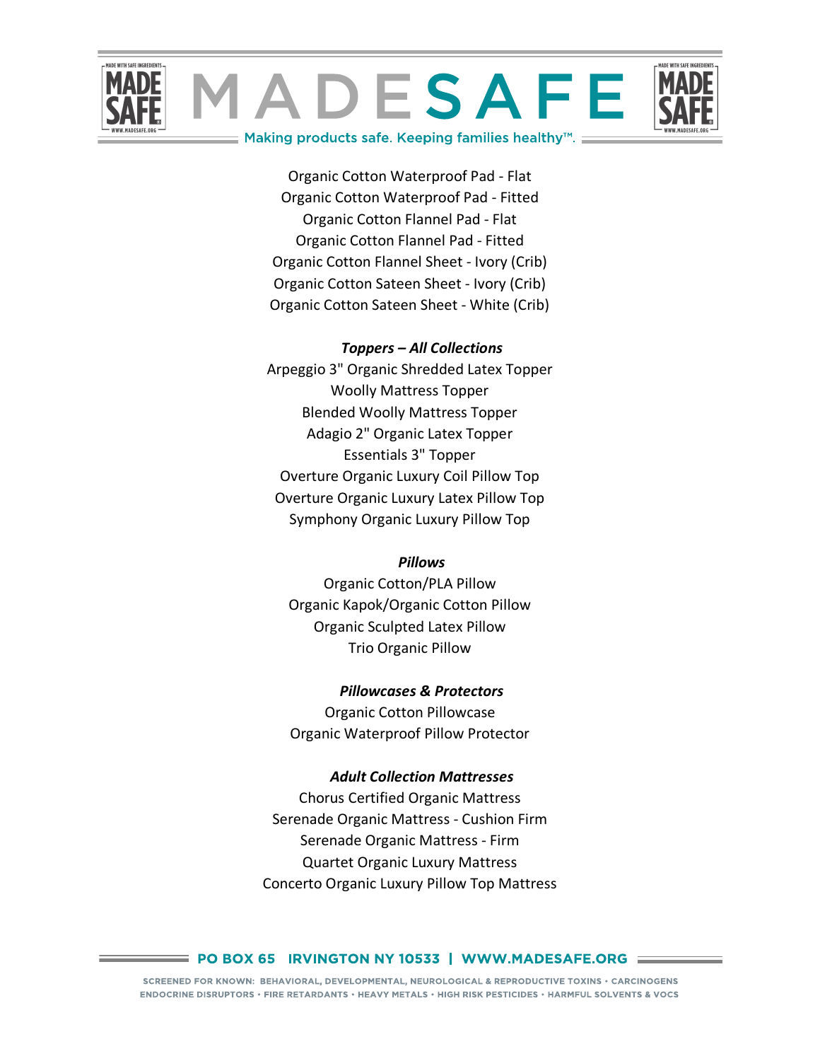Organic Cotton Waterproof Pad - Flat
Organic Cotton Waterproof Pad - Fitted
Organic Cotton Flannel Pad - Flat
Organic Cotton Flannel Pad - Fitted
Organic Cotton Flannel Sheet - Ivory (Crib)
Organic Cotton Sateen Sheet - Ivory (Crib)
Organic Cotton Sateen Sheet - White (Crib)

***Toppers – All Collections***

Arpeggio 3" Organic Shredded Latex Topper
Woolly Mattress Topper
Blended Woolly Mattress Topper
Adagio 2" Organic Latex Topper
Essentials 3" Topper
Overture Organic Luxury Coil Pillow Top
Overture Organic Luxury Latex Pillow Top
Symphony Organic Luxury Pillow Top

***Pillows***

Organic Cotton/PLA Pillow
Organic Kapok/Organic Cotton Pillow
Organic Sculpted Latex Pillow
Trio Organic Pillow

***Pillowcases & Protectors***

Organic Cotton Pillowcase
Organic Waterproof Pillow Protector

***Adult Collection Mattresses***

Chorus Certified Organic Mattress
Serenade Organic Mattress - Cushion Firm
Serenade Organic Mattress - Firm
Quartet Organic Luxury Mattress
Concerto Organic Luxury Pillow Top Mattress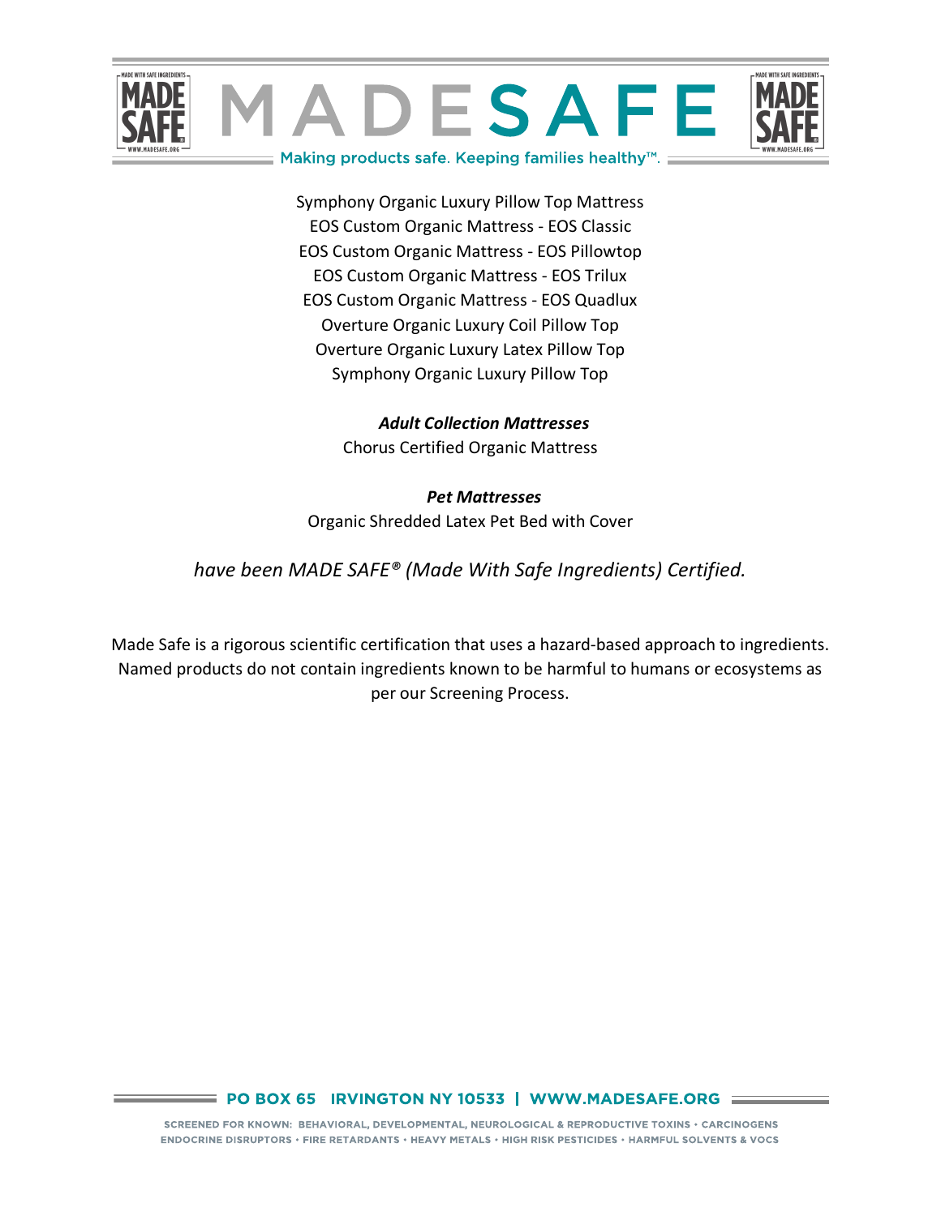Symphony Organic Luxury Pillow Top Mattress
EOS Custom Organic Mattress - EOS Classic
EOS Custom Organic Mattress - EOS Pillowtop
EOS Custom Organic Mattress - EOS Trilux
EOS Custom Organic Mattress - EOS Quadlux
Overture Organic Luxury Coil Pillow Top
Overture Organic Luxury Latex Pillow Top
Symphony Organic Luxury Pillow Top

***Adult Collection Mattresses***

Chorus Certified Organic Mattress

***Pet Mattresses***

Organic Shredded Latex Pet Bed with Cover

*have been MADE SAFE® (Made With Safe Ingredients) Certified.*

Made Safe is a rigorous scientific certification that uses a hazard-based approach to ingredients. Named products do not contain ingredients known to be harmful to humans or ecosystems as per our Screening Process.